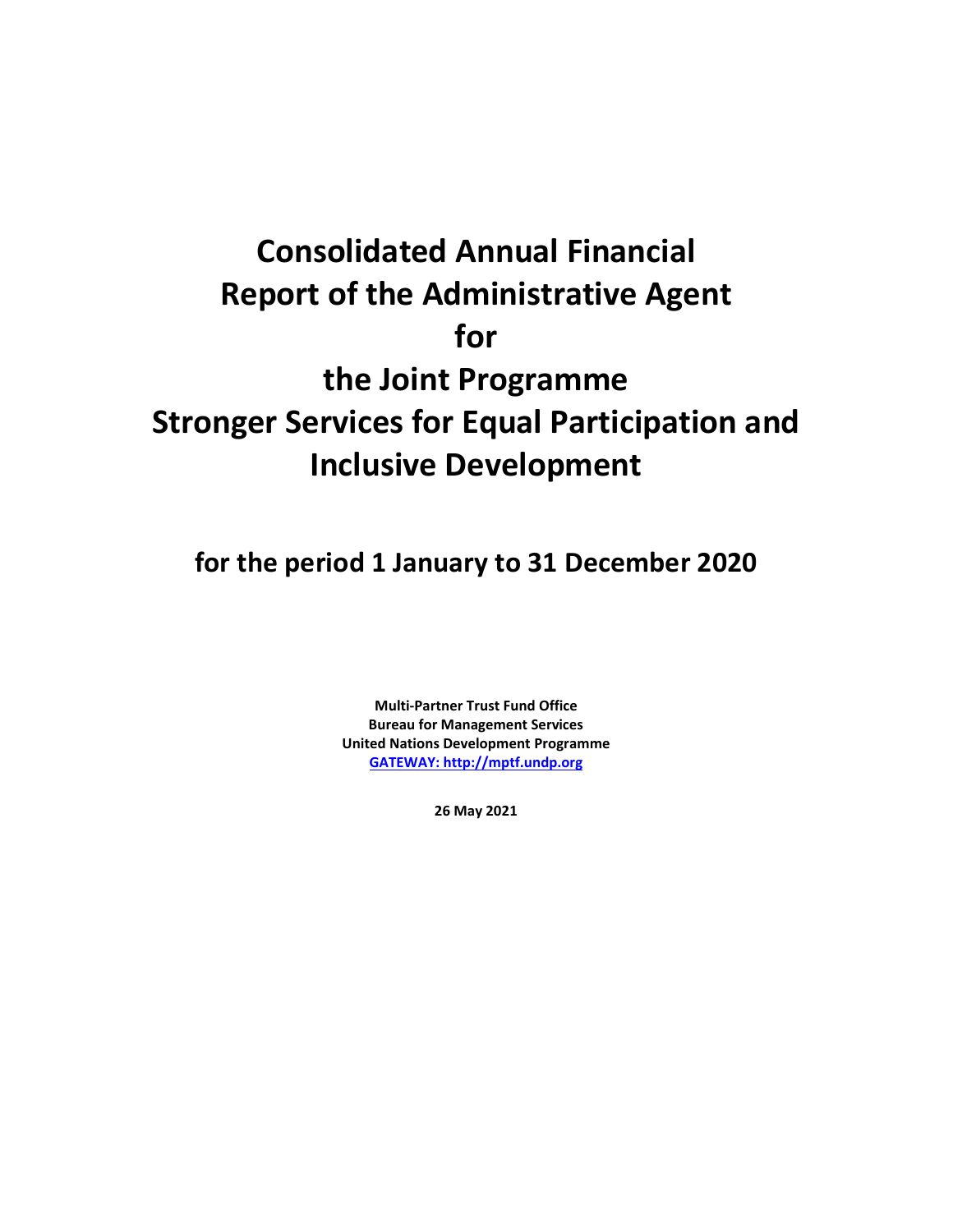# Consolidated Annual Financial Report of the Administrative Agent for the Joint Programme Stronger Services for Equal Participation and Inclusive Development

## for the period 1 January to 31 December 2020

**Multi-Partner Trust Fund Office**
**Bureau for Management Services**
**United Nations Development Programme**
**[GATEWAY: http://mptf.undp.org](http://mptf.undp.org)**

**26 May 2021**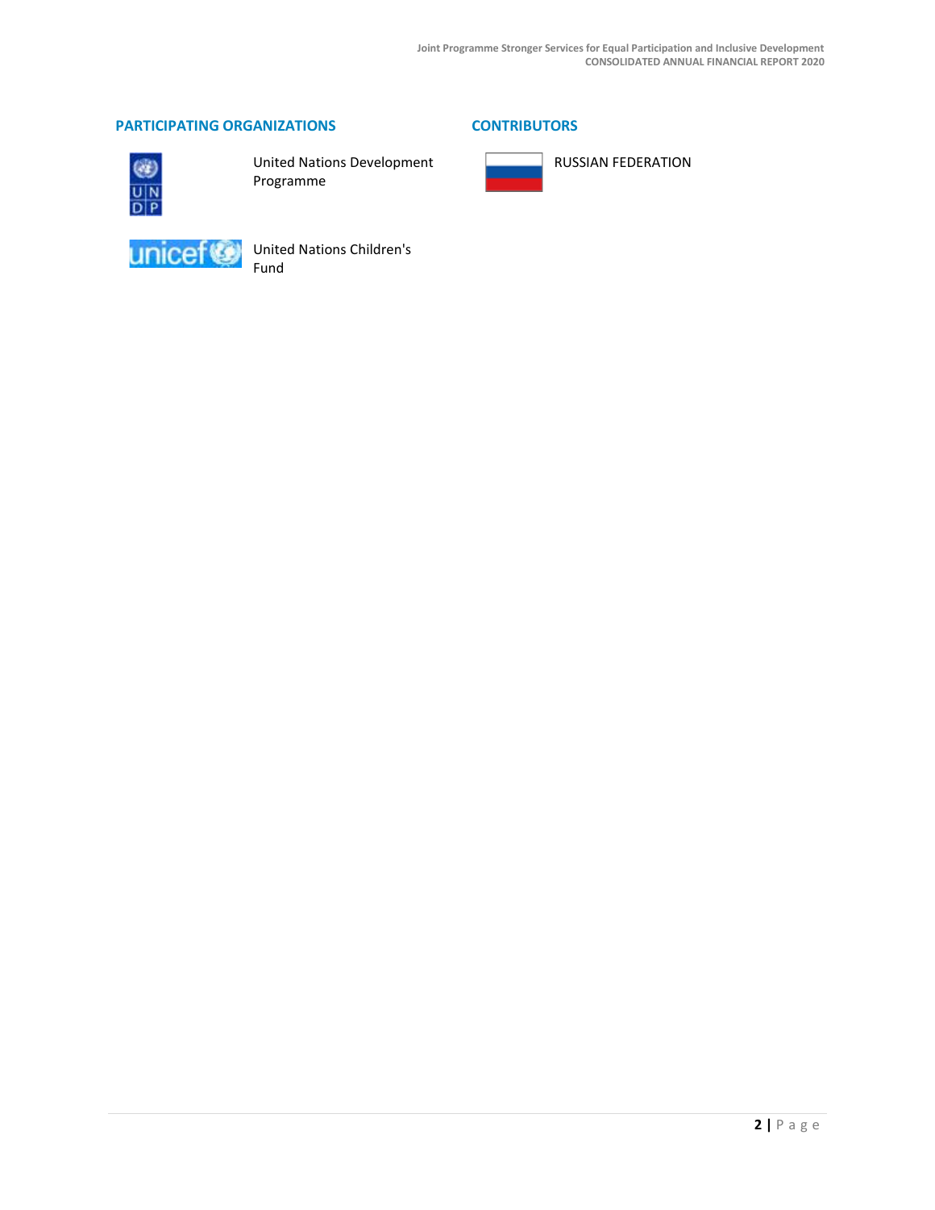## PARTICIPATING ORGANIZATIONS

United Nations Development Programme

United Nations Children's Fund

## CONTRIBUTORS

RUSSIAN FEDERATION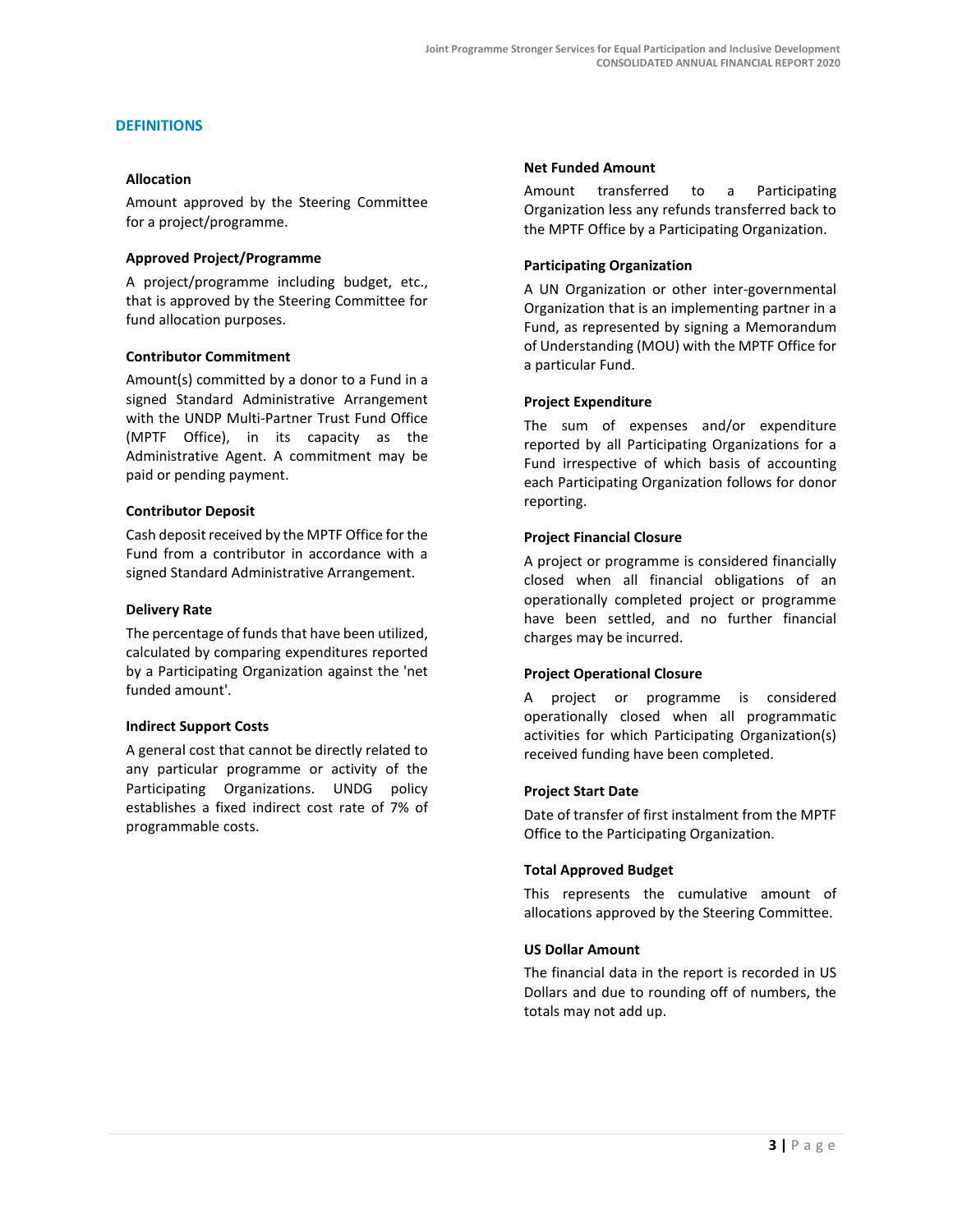## DEFINITIONS

### Allocation

Amount approved by the Steering Committee for a project/programme.

### Approved Project/Programme

A project/programme including budget, etc., that is approved by the Steering Committee for fund allocation purposes.

### Contributor Commitment

Amount(s) committed by a donor to a Fund in a signed Standard Administrative Arrangement with the UNDP Multi-Partner Trust Fund Office (MPTF Office), in its capacity as the Administrative Agent. A commitment may be paid or pending payment.

### Contributor Deposit

Cash deposit received by the MPTF Office for the Fund from a contributor in accordance with a signed Standard Administrative Arrangement.

### Delivery Rate

The percentage of funds that have been utilized, calculated by comparing expenditures reported by a Participating Organization against the 'net funded amount'.

### Indirect Support Costs

A general cost that cannot be directly related to any particular programme or activity of the Participating Organizations. UNDG policy establishes a fixed indirect cost rate of 7% of programmable costs.

### Net Funded Amount

Amount transferred to a Participating Organization less any refunds transferred back to the MPTF Office by a Participating Organization.

### Participating Organization

A UN Organization or other inter-governmental Organization that is an implementing partner in a Fund, as represented by signing a Memorandum of Understanding (MOU) with the MPTF Office for a particular Fund.

### Project Expenditure

The sum of expenses and/or expenditure reported by all Participating Organizations for a Fund irrespective of which basis of accounting each Participating Organization follows for donor reporting.

### Project Financial Closure

A project or programme is considered financially closed when all financial obligations of an operationally completed project or programme have been settled, and no further financial charges may be incurred.

### Project Operational Closure

A project or programme is considered operationally closed when all programmatic activities for which Participating Organization(s) received funding have been completed.

### Project Start Date

Date of transfer of first instalment from the MPTF Office to the Participating Organization.

### Total Approved Budget

This represents the cumulative amount of allocations approved by the Steering Committee.

### US Dollar Amount

The financial data in the report is recorded in US Dollars and due to rounding off of numbers, the totals may not add up.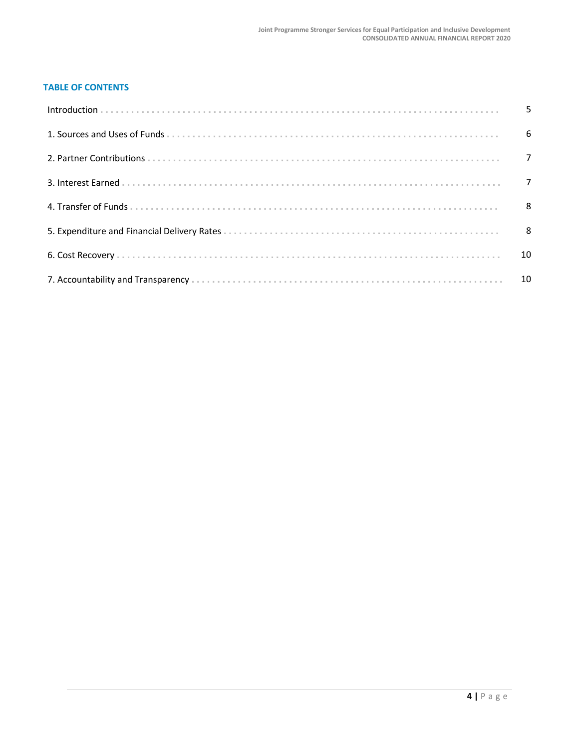## TABLE OF CONTENTS

| | |
|---|---|
| Introduction | 5 |
| 1. Sources and Uses of Funds | 6 |
| 2. Partner Contributions | 7 |
| 3. Interest Earned | 7 |
| 4. Transfer of Funds | 8 |
| 5. Expenditure and Financial Delivery Rates | 8 |
| 6. Cost Recovery | 10 |
| 7. Accountability and Transparency | 10 |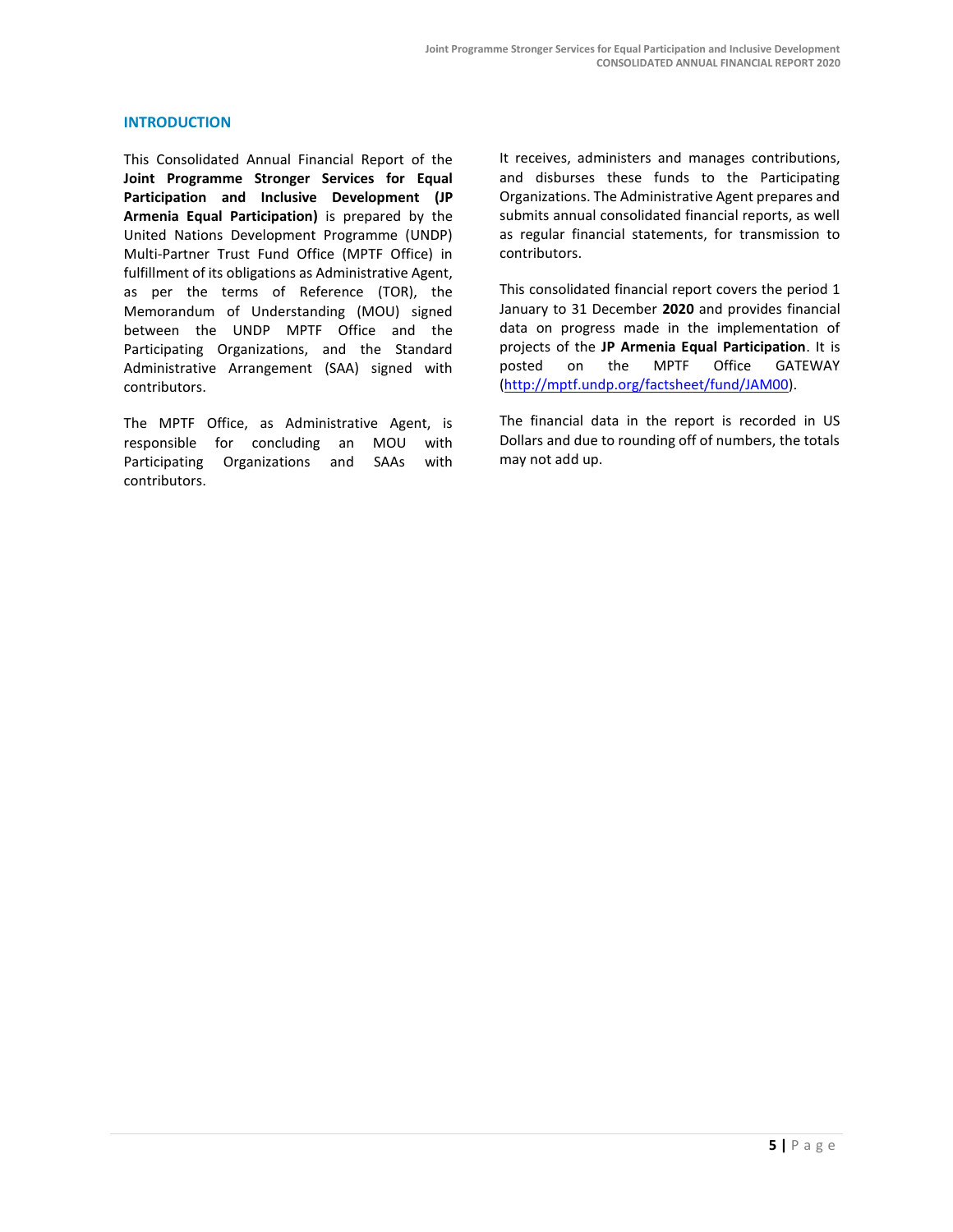## INTRODUCTION

This Consolidated Annual Financial Report of the **Joint Programme Stronger Services for Equal Participation and Inclusive Development (JP Armenia Equal Participation)** is prepared by the United Nations Development Programme (UNDP) Multi-Partner Trust Fund Office (MPTF Office) in fulfillment of its obligations as Administrative Agent, as per the terms of Reference (TOR), the Memorandum of Understanding (MOU) signed between the UNDP MPTF Office and the Participating Organizations, and the Standard Administrative Arrangement (SAA) signed with contributors.

The MPTF Office, as Administrative Agent, is responsible for concluding an MOU with Participating Organizations and SAAs with contributors. It receives, administers and manages contributions, and disburses these funds to the Participating Organizations. The Administrative Agent prepares and submits annual consolidated financial reports, as well as regular financial statements, for transmission to contributors.

This consolidated financial report covers the period 1 January to 31 December **2020** and provides financial data on progress made in the implementation of projects of the **JP Armenia Equal Participation**. It is posted on the MPTF Office GATEWAY (http://mptf.undp.org/factsheet/fund/JAM00).

The financial data in the report is recorded in US Dollars and due to rounding off of numbers, the totals may not add up.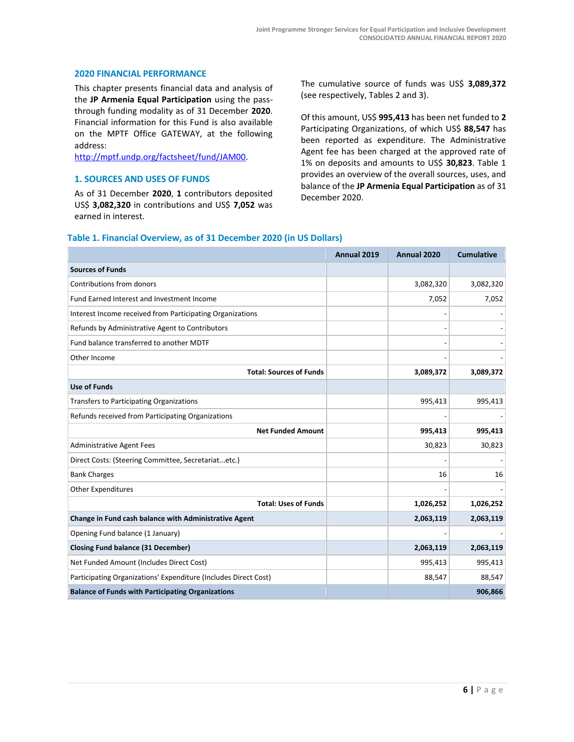## 2020 FINANCIAL PERFORMANCE

This chapter presents financial data and analysis of the **JP Armenia Equal Participation** using the pass-through funding modality as of 31 December **2020**. Financial information for this Fund is also available on the MPTF Office GATEWAY, at the following address: http://mptf.undp.org/factsheet/fund/JAM00.

### 1. SOURCES AND USES OF FUNDS

As of 31 December **2020**, **1** contributors deposited US$ **3,082,320** in contributions and US$ **7,052** was earned in interest.

The cumulative source of funds was US$ **3,089,372** (see respectively, Tables 2 and 3).

Of this amount, US$ **995,413** has been net funded to **2** Participating Organizations, of which US$ **88,547** has been reported as expenditure. The Administrative Agent fee has been charged at the approved rate of 1% on deposits and amounts to US$ **30,823**. Table 1 provides an overview of the overall sources, uses, and balance of the **JP Armenia Equal Participation** as of 31 December 2020.

**Table 1. Financial Overview, as of 31 December 2020 (in US Dollars)**

| | Annual 2019 | Annual 2020 | Cumulative |
|---|---|---|---|
| **Sources of Funds** | | | |
| Contributions from donors | | 3,082,320 | 3,082,320 |
| Fund Earned Interest and Investment Income | | 7,052 | 7,052 |
| Interest Income received from Participating Organizations | | - | - |
| Refunds by Administrative Agent to Contributors | | - | - |
| Fund balance transferred to another MDTF | | - | - |
| Other Income | | - | - |
| **Total: Sources of Funds** | | **3,089,372** | **3,089,372** |
| **Use of Funds** | | | |
| Transfers to Participating Organizations | | 995,413 | 995,413 |
| Refunds received from Participating Organizations | | - | - |
| **Net Funded Amount** | | **995,413** | **995,413** |
| Administrative Agent Fees | | 30,823 | 30,823 |
| Direct Costs: (Steering Committee, Secretariat...etc.) | | - | - |
| Bank Charges | | 16 | 16 |
| Other Expenditures | | - | - |
| **Total: Uses of Funds** | | **1,026,252** | **1,026,252** |
| **Change in Fund cash balance with Administrative Agent** | | **2,063,119** | **2,063,119** |
| Opening Fund balance (1 January) | | - | - |
| **Closing Fund balance (31 December)** | | **2,063,119** | **2,063,119** |
| Net Funded Amount (Includes Direct Cost) | | 995,413 | 995,413 |
| Participating Organizations' Expenditure (Includes Direct Cost) | | 88,547 | 88,547 |
| **Balance of Funds with Participating Organizations** | | | **906,866** |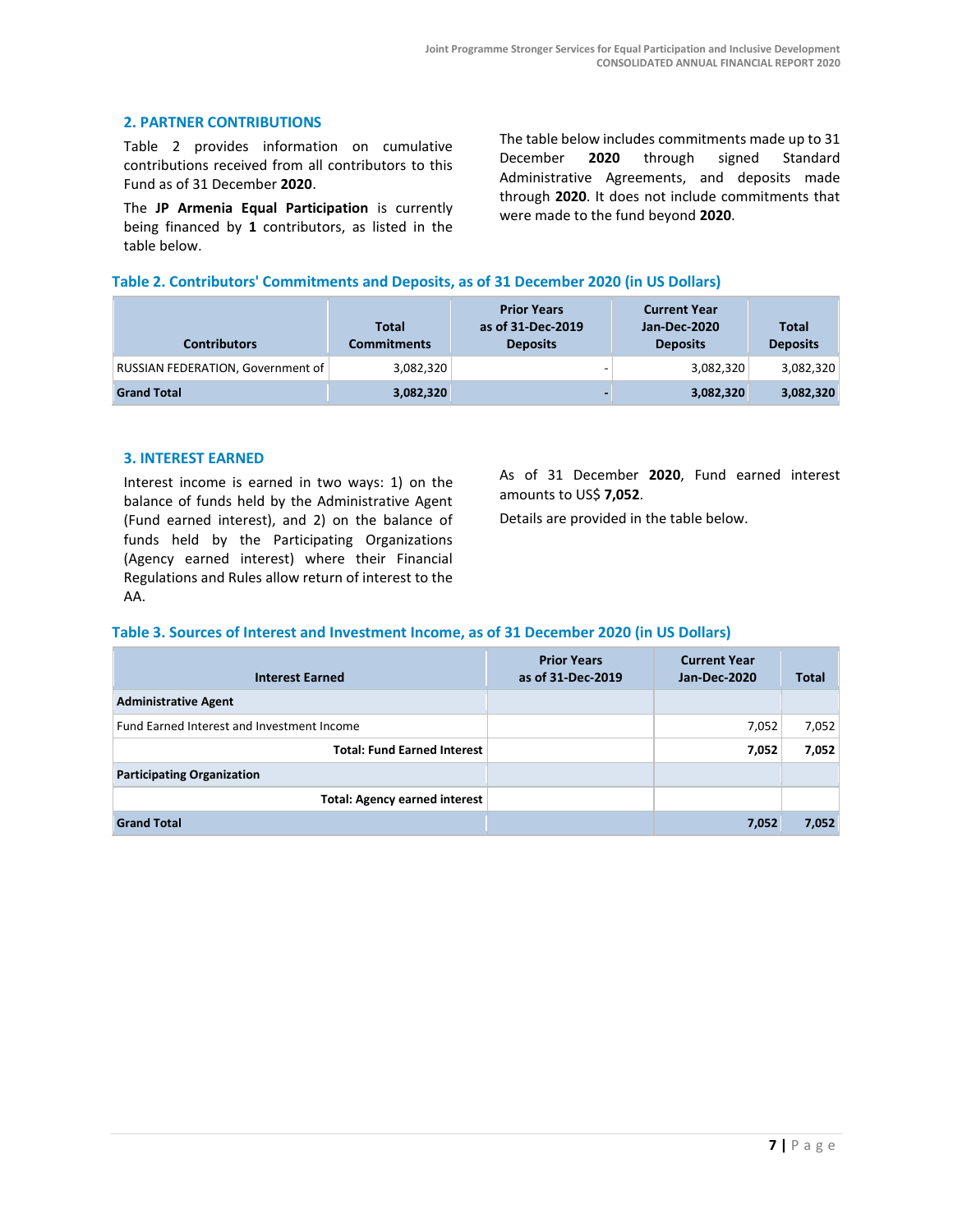## 2. PARTNER CONTRIBUTIONS

Table 2 provides information on cumulative contributions received from all contributors to this Fund as of 31 December **2020**.

The **JP Armenia Equal Participation** is currently being financed by **1** contributors, as listed in the table below.

The table below includes commitments made up to 31 December **2020** through signed Standard Administrative Agreements, and deposits made through **2020**. It does not include commitments that were made to the fund beyond **2020**.

### Table 2. Contributors' Commitments and Deposits, as of 31 December 2020 (in US Dollars)

| Contributors | Total Commitments | Prior Years as of 31-Dec-2019 Deposits | Current Year Jan-Dec-2020 Deposits | Total Deposits |
|---|---|---|---|---|
| RUSSIAN FEDERATION, Government of | 3,082,320 | - | 3,082,320 | 3,082,320 |
| **Grand Total** | **3,082,320** | **-** | **3,082,320** | **3,082,320** |

## 3. INTEREST EARNED

Interest income is earned in two ways: 1) on the balance of funds held by the Administrative Agent (Fund earned interest), and 2) on the balance of funds held by the Participating Organizations (Agency earned interest) where their Financial Regulations and Rules allow return of interest to the AA.

As of 31 December **2020**, Fund earned interest amounts to US$ **7,052**.

Details are provided in the table below.

### Table 3. Sources of Interest and Investment Income, as of 31 December 2020 (in US Dollars)

| Interest Earned | Prior Years as of 31-Dec-2019 | Current Year Jan-Dec-2020 | Total |
|---|---|---|---|
| **Administrative Agent** | | | |
| Fund Earned Interest and Investment Income | | 7,052 | 7,052 |
| **Total: Fund Earned Interest** | | **7,052** | **7,052** |
| **Participating Organization** | | | |
| **Total: Agency earned interest** | | | |
| **Grand Total** | | **7,052** | **7,052** |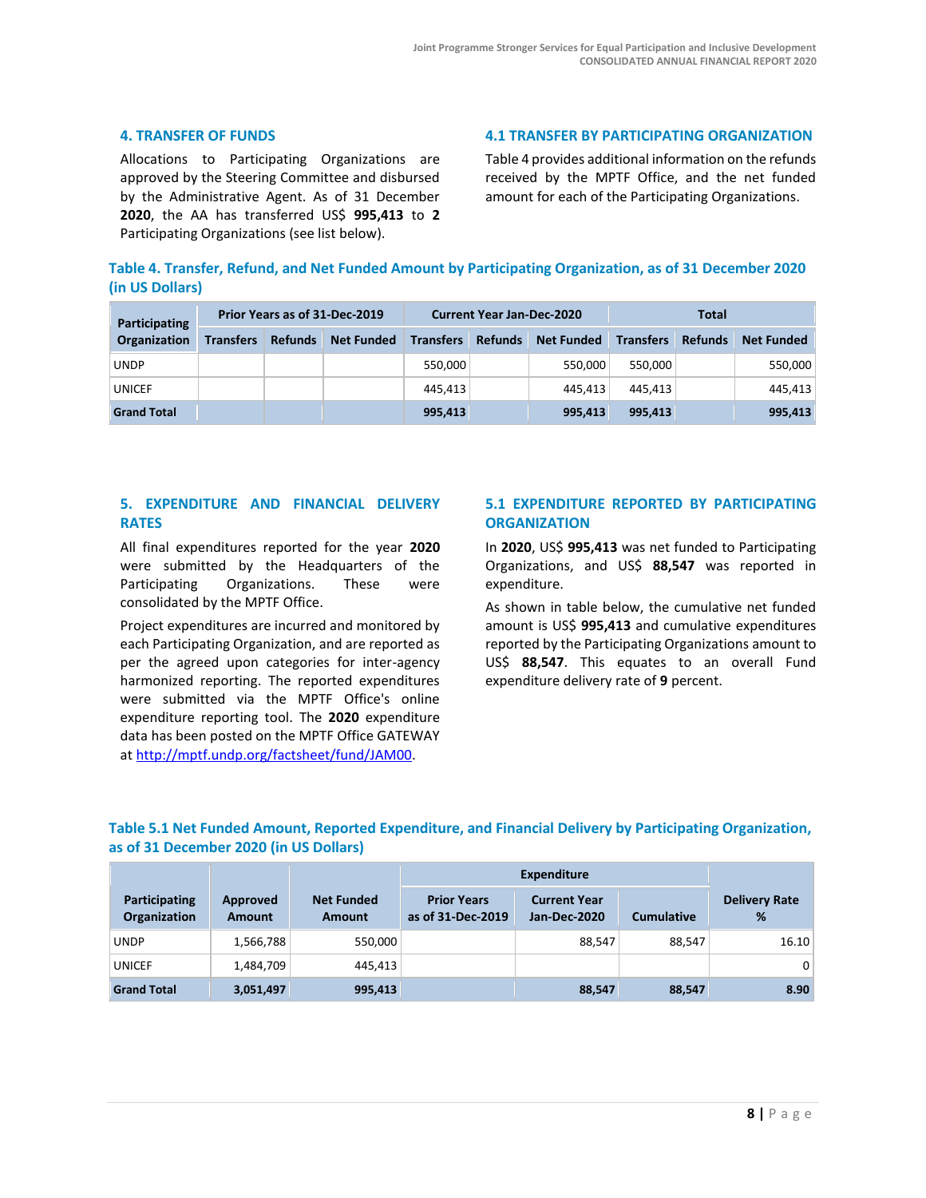## 4. TRANSFER OF FUNDS

Allocations to Participating Organizations are approved by the Steering Committee and disbursed by the Administrative Agent. As of 31 December **2020**, the AA has transferred US$ **995,413** to **2** Participating Organizations (see list below).

## 4.1 TRANSFER BY PARTICIPATING ORGANIZATION

Table 4 provides additional information on the refunds received by the MPTF Office, and the net funded amount for each of the Participating Organizations.

### Table 4. Transfer, Refund, and Net Funded Amount by Participating Organization, as of 31 December 2020 (in US Dollars)

| Participating Organization | Prior Years as of 31-Dec-2019 | | | Current Year Jan-Dec-2020 | | | Total | | |
|---|---|---|---|---|---|---|---|---|---|
| | Transfers | Refunds | Net Funded | Transfers | Refunds | Net Funded | Transfers | Refunds | Net Funded |
| UNDP | | | | 550,000 | | 550,000 | 550,000 | | 550,000 |
| UNICEF | | | | 445,413 | | 445,413 | 445,413 | | 445,413 |
| **Grand Total** | | | | **995,413** | | **995,413** | **995,413** | | **995,413** |

## 5. EXPENDITURE AND FINANCIAL DELIVERY RATES

All final expenditures reported for the year **2020** were submitted by the Headquarters of the Participating Organizations. These were consolidated by the MPTF Office.

Project expenditures are incurred and monitored by each Participating Organization, and are reported as per the agreed upon categories for inter-agency harmonized reporting. The reported expenditures were submitted via the MPTF Office's online expenditure reporting tool. The **2020** expenditure data has been posted on the MPTF Office GATEWAY at http://mptf.undp.org/factsheet/fund/JAM00.

## 5.1 EXPENDITURE REPORTED BY PARTICIPATING ORGANIZATION

In **2020**, US$ **995,413** was net funded to Participating Organizations, and US$ **88,547** was reported in expenditure.

As shown in table below, the cumulative net funded amount is US$ **995,413** and cumulative expenditures reported by the Participating Organizations amount to US$ **88,547**. This equates to an overall Fund expenditure delivery rate of **9** percent.

### Table 5.1 Net Funded Amount, Reported Expenditure, and Financial Delivery by Participating Organization, as of 31 December 2020 (in US Dollars)

| Participating Organization | Approved Amount | Net Funded Amount | Expenditure | | | Delivery Rate % |
|---|---|---|---|---|---|---|
| | | | Prior Years as of 31-Dec-2019 | Current Year Jan-Dec-2020 | Cumulative | |
| UNDP | 1,566,788 | 550,000 | | 88,547 | 88,547 | 16.10 |
| UNICEF | 1,484,709 | 445,413 | | | | 0 |
| **Grand Total** | **3,051,497** | **995,413** | | **88,547** | **88,547** | **8.90** |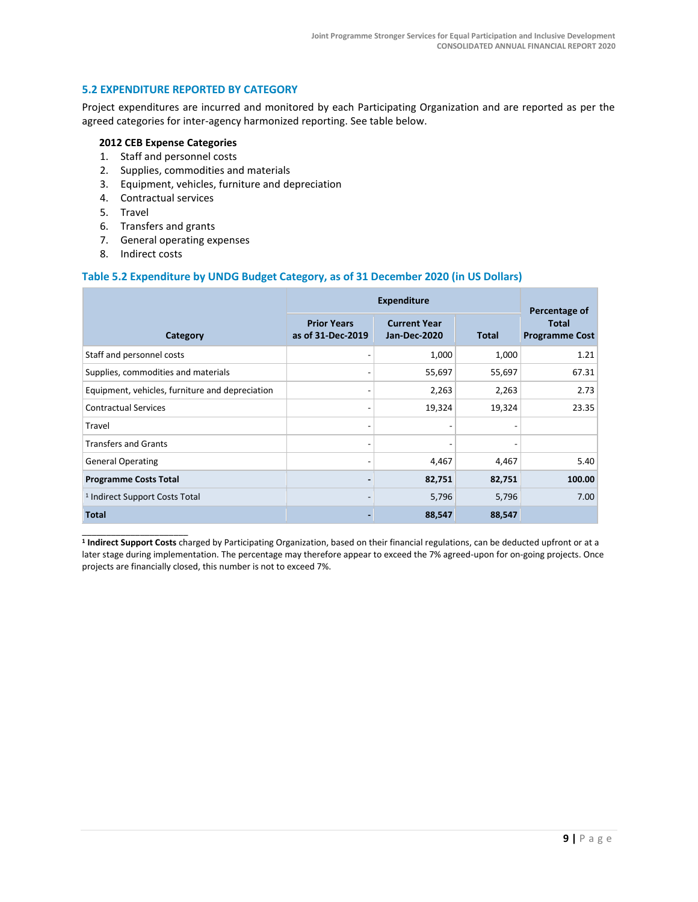### 5.2 EXPENDITURE REPORTED BY CATEGORY

Project expenditures are incurred and monitored by each Participating Organization and are reported as per the agreed categories for inter-agency harmonized reporting. See table below.

**2012 CEB Expense Categories**

1. Staff and personnel costs
2. Supplies, commodities and materials
3. Equipment, vehicles, furniture and depreciation
4. Contractual services
5. Travel
6. Transfers and grants
7. General operating expenses
8. Indirect costs

**Table 5.2 Expenditure by UNDG Budget Category, as of 31 December 2020 (in US Dollars)**

| Category | Expenditure | | | Percentage of Total Programme Cost |
|---|---|---|---|---|
| | Prior Years as of 31-Dec-2019 | Current Year Jan-Dec-2020 | Total | |
| Staff and personnel costs | - | 1,000 | 1,000 | 1.21 |
| Supplies, commodities and materials | - | 55,697 | 55,697 | 67.31 |
| Equipment, vehicles, furniture and depreciation | - | 2,263 | 2,263 | 2.73 |
| Contractual Services | - | 19,324 | 19,324 | 23.35 |
| Travel | - | - | - | |
| Transfers and Grants | - | - | - | |
| General Operating | - | 4,467 | 4,467 | 5.40 |
| **Programme Costs Total** | **-** | **82,751** | **82,751** | **100.00** |
| [1] Indirect Support Costs Total | - | 5,796 | 5,796 | 7.00 |
| **Total** | **-** | **88,547** | **88,547** | |

[1] **Indirect Support Costs** charged by Participating Organization, based on their financial regulations, can be deducted upfront or at a later stage during implementation. The percentage may therefore appear to exceed the 7% agreed-upon for on-going projects. Once projects are financially closed, this number is not to exceed 7%.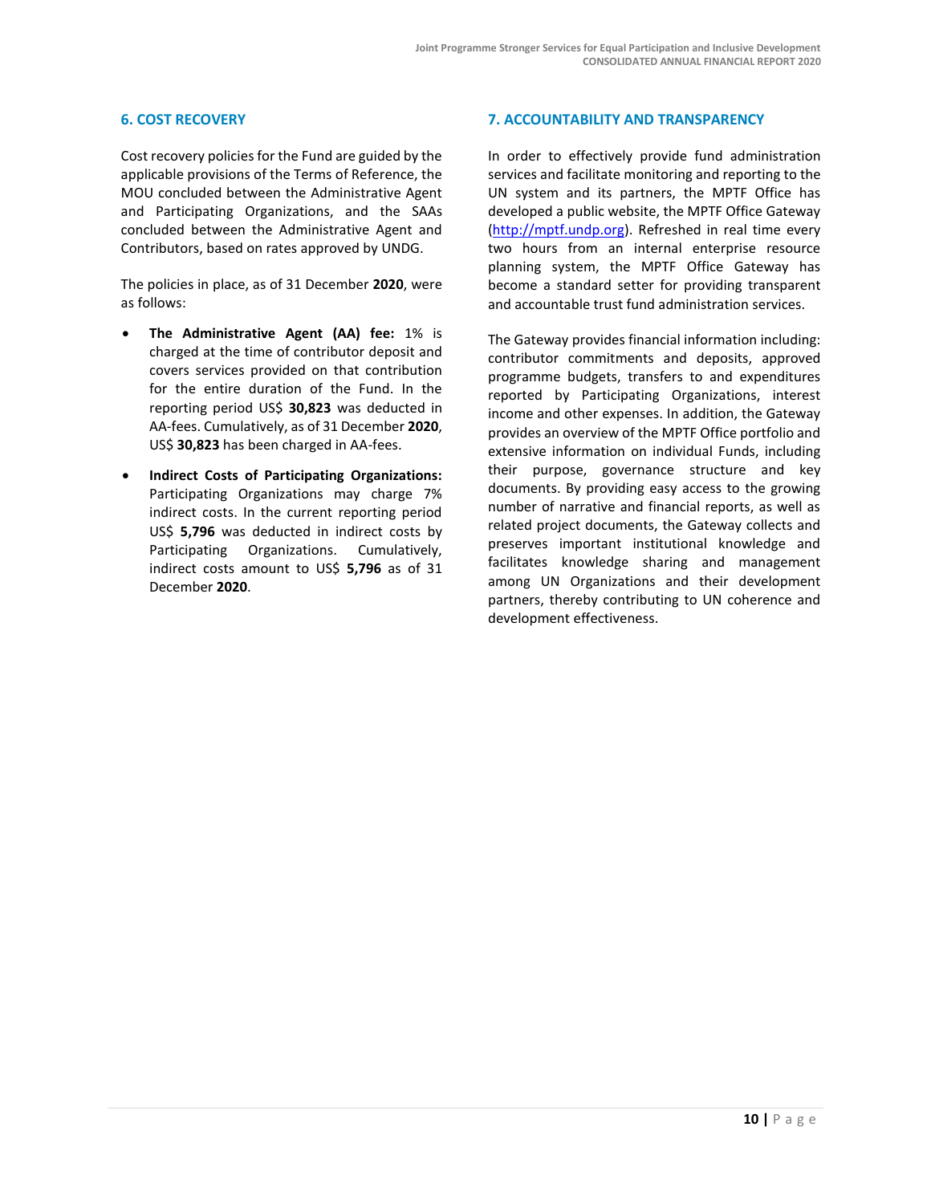## 6. COST RECOVERY

Cost recovery policies for the Fund are guided by the applicable provisions of the Terms of Reference, the MOU concluded between the Administrative Agent and Participating Organizations, and the SAAs concluded between the Administrative Agent and Contributors, based on rates approved by UNDG.

The policies in place, as of 31 December **2020**, were as follows:

- **The Administrative Agent (AA) fee:** 1% is charged at the time of contributor deposit and covers services provided on that contribution for the entire duration of the Fund. In the reporting period US$ **30,823** was deducted in AA-fees. Cumulatively, as of 31 December **2020**, US$ **30,823** has been charged in AA-fees.
- **Indirect Costs of Participating Organizations:** Participating Organizations may charge 7% indirect costs. In the current reporting period US$ **5,796** was deducted in indirect costs by Participating Organizations. Cumulatively, indirect costs amount to US$ **5,796** as of 31 December **2020**.

## 7. ACCOUNTABILITY AND TRANSPARENCY

In order to effectively provide fund administration services and facilitate monitoring and reporting to the UN system and its partners, the MPTF Office has developed a public website, the MPTF Office Gateway (http://mptf.undp.org). Refreshed in real time every two hours from an internal enterprise resource planning system, the MPTF Office Gateway has become a standard setter for providing transparent and accountable trust fund administration services.

The Gateway provides financial information including: contributor commitments and deposits, approved programme budgets, transfers to and expenditures reported by Participating Organizations, interest income and other expenses. In addition, the Gateway provides an overview of the MPTF Office portfolio and extensive information on individual Funds, including their purpose, governance structure and key documents. By providing easy access to the growing number of narrative and financial reports, as well as related project documents, the Gateway collects and preserves important institutional knowledge and facilitates knowledge sharing and management among UN Organizations and their development partners, thereby contributing to UN coherence and development effectiveness.